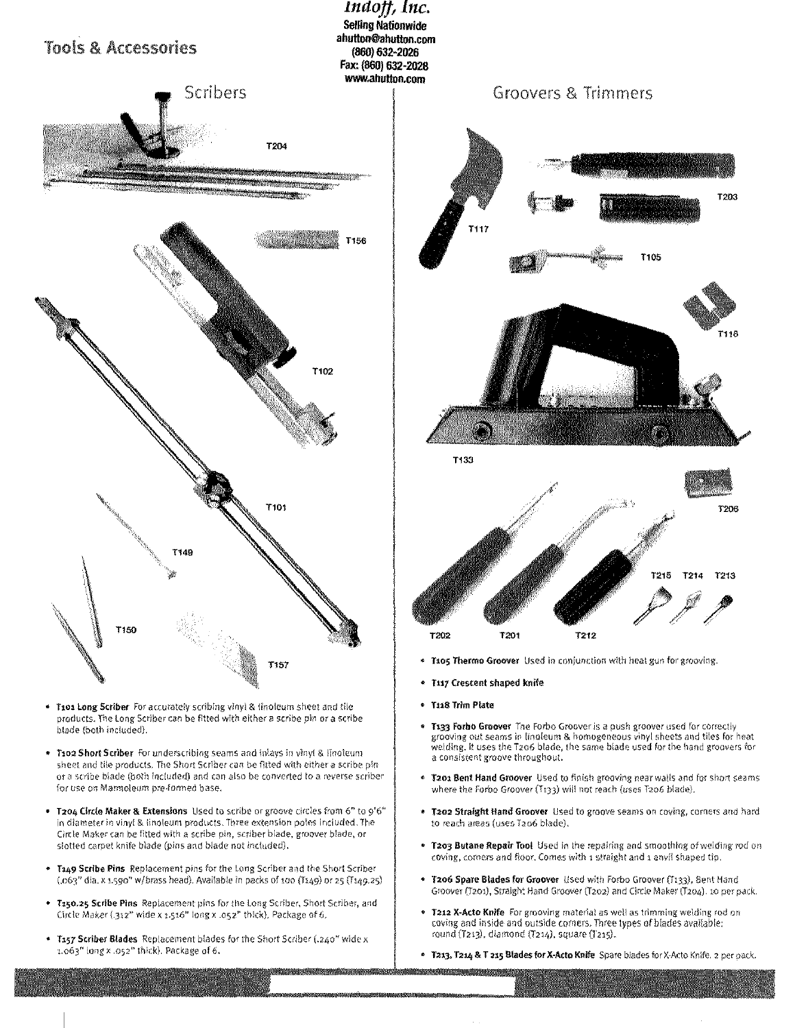*Indoff, Inc.*

**Selling Nationwide**
**ahutton@ahutton.com**
**(860) 632-2026**
**Fax: (860) 632-2028**
**www.ahutton.com**

# Tools & Accessories

## Scribers

T204

T156

T102

T101

T149

T150

T157

- **T101 Long Scriber** For accurately scribing vinyl & linoleum sheet and tile products. The Long Scriber can be fitted with either a scribe pin or a scribe blade (both included).
- **T102 Short Scriber** For underscribing seams and inlays in vinyl & linoleum sheet and tile products. The Short Scriber can be fitted with either a scribe pin or a scribe blade (both included) and can also be converted to a reverse scriber for use on Marmoleum pre-formed base.
- **T204 Circle Maker & Extensions** Used to scribe or groove circles from 6" to 9'6" in diameter in vinyl & linoleum products. Three extension poles included. The Circle Maker can be fitted with a scribe pin, scriber blade, groover blade, or slotted carpet knife blade (pins and blade not included).
- **T149 Scribe Pins** Replacement pins for the Long Scriber and the Short Scriber (.063" dia. x 1.590" w/brass head). Available in packs of 100 (T149) or 25 (T149.25)
- **T150.25 Scribe Pins** Replacement pins for the Long Scriber, Short Scriber, and Circle Maker (.312" wide x 1.516" long x .052" thick). Package of 6.
- **T157 Scriber Blades** Replacement blades for the Short Scriber (.240" wide x 1.063" long x .052" thick). Package of 6.

## Groovers & Trimmers

T117

T203

T105

T118

T133

T206

T202 T201 T212 T215 T214 T213

- **T105 Thermo Groover** Used in conjunction with heat gun for grooving.
- **T117 Crescent shaped knife**
- **T118 Trim Plate**
- **T133 Forbo Groover** The Forbo Groover is a push groover used for correctly grooving out seams in linoleum & homogeneous vinyl sheets and tiles for heat welding. It uses the T206 blade, the same blade used for the hand groovers for a consistent groove throughout.
- **T201 Bent Hand Groover** Used to finish grooving near walls and for short seams where the Forbo Groover (T133) will not reach (uses T206 blade).
- **T202 Straight Hand Groover** Used to groove seams on coving, corners and hard to reach areas (uses T206 blade).
- **T203 Butane Repair Tool** Used in the repairing and smoothing of welding rod on coving, corners and floor. Comes with 1 straight and 1 anvil shaped tip.
- **T206 Spare Blades for Groover** Used with Forbo Groover (T133), Bent Hand Groover (T201), Straight Hand Groover (T202) and Circle Maker (T204). 10 per pack.
- **T212 X-Acto Knife** For grooving material as well as trimming welding rod on coving and inside and outside corners. Three types of blades available: round (T213), diamond (T214), square (T215).
- **T213, T214 & T 215 Blades for X-Acto Knife** Spare blades for X-Acto Knife. 2 per pack.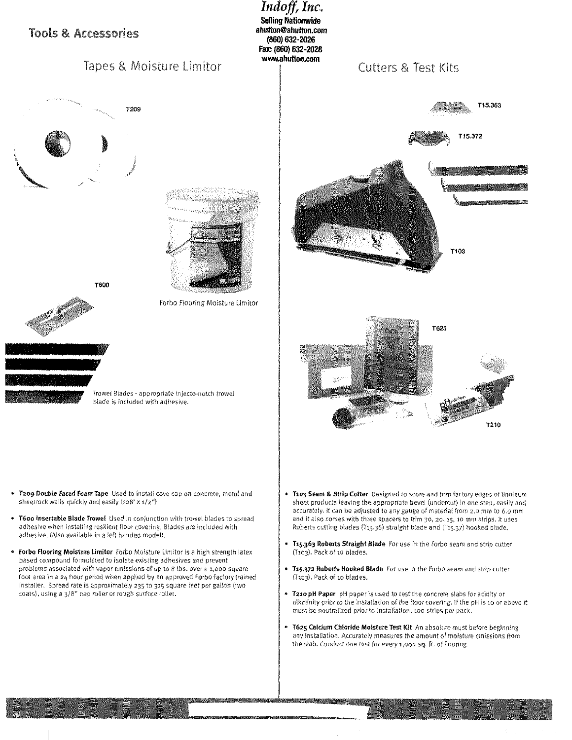# Tools & Accessories

*Indoff, Inc.*

**Selling Nationwide**
**ahutton@ahutton.com**
**(860) 632-2026**
**Fax: (860) 632-2028**
**www.ahutton.com**

## Tapes & Moisture Limitor

T209

T600

Forbo Flooring Moisture Limitor

Trowel Blades - appropriate injecto-notch trowel blade is included with adhesive.

- **T209 Double Faced Foam Tape** Used to install cove cap on concrete, metal and sheetrock walls quickly and easily (108' x 1/2")
- **T600 Insertable Blade Trowel** Used in conjunction with trowel blades to spread adhesive when installing resilient floor covering. Blades are included with adhesive. (Also available in a left handed model).
- **Forbo Flooring Moisture Limitor** Forbo Moisture Limitor is a high strength latex based compound formulated to isolate existing adhesives and prevent problems associated with vapor emissions of up to 8 lbs. over a 1,000 square foot area in a 24 hour period when applied by an approved Forbo Factory trained installer. Spread rate is approximately 235 to 315 square feet per gallon (two coats), using a 3/8" nap roller or rough surface roller.

## Cutters & Test Kits

T15.363

T15.372

T103

T625

T210

- **T103 Seam & Strip Cutter** Designed to score and trim factory edges of linoleum sheet products leaving the appropriate bevel (undercut) in one step, easily and accurately. It can be adjusted to any gauge of material from 2.0 mm to 6.0 mm and it also comes with three spacers to trim 30, 20, 15, 10 mm strips. It uses Roberts cutting blades (T15.36) straight blade and (T15.37) hooked blade.
- **T15.363 Roberts Straight Blade** For use in the Forbo seam and strip cutter (T103). Pack of 10 blades.
- **T15.372 Roberts Hooked Blade** For use in the Forbo seam and strip cutter (T103). Pack of 10 blades.
- **T210 pH Paper** pH paper is used to test the concrete slabs for acidity or alkalinity prior to the installation of the floor covering. If the pH is 10 or above it must be neutralized prior to installation. 100 strips per pack.
- **T625 Calcium Chloride Moisture Test Kit** An absolute must before beginning any installation. Accurately measures the amount of moisture emissions from the slab. Conduct one test for every 1,000 sq. ft. of flooring.